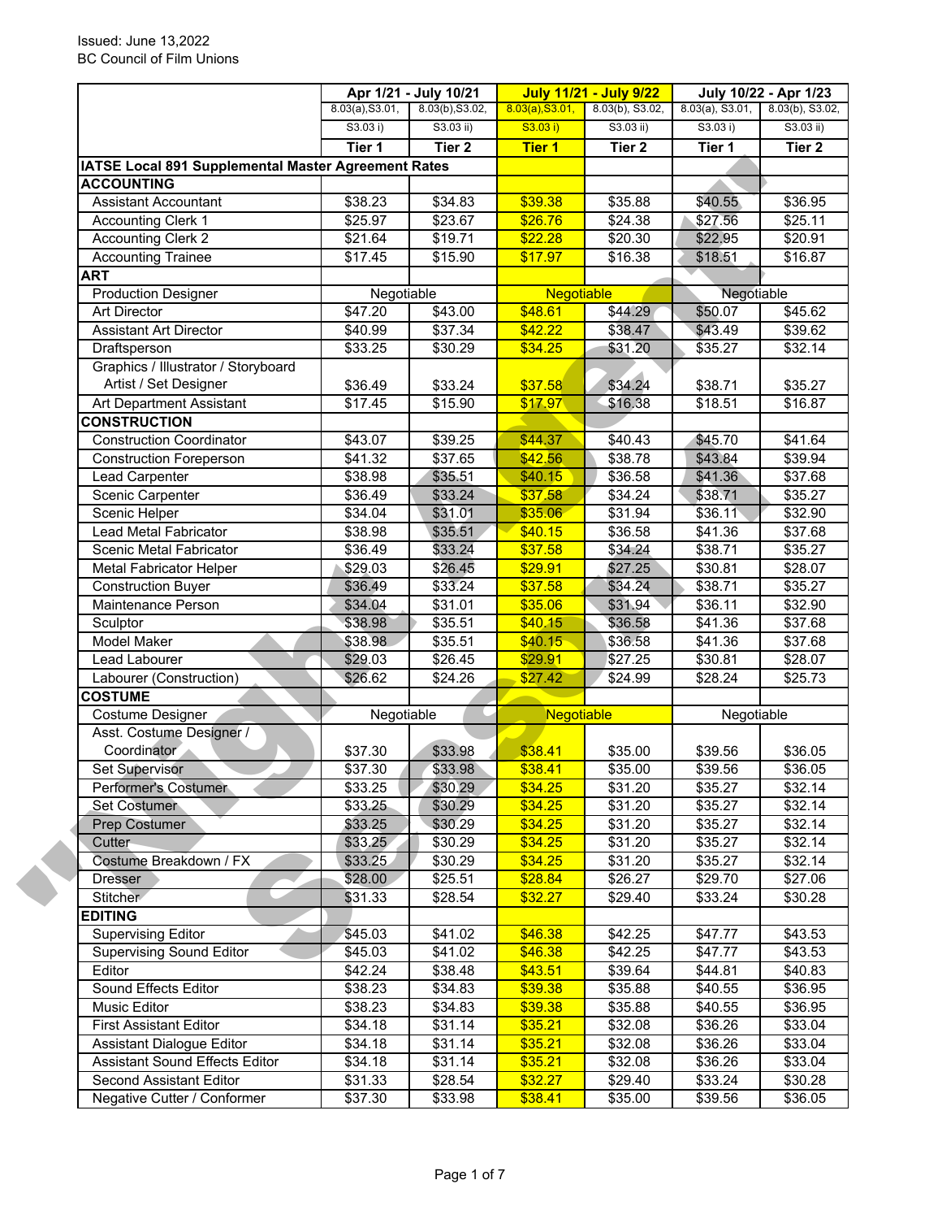Issued: June 13,2022
BC Council of Film Unions

| | Apr 1/21 - July 10/21 | | July 11/21 - July 9/22 | | July 10/22 - Apr 1/23 | |
|---|---|---|---|---|---|---|
| | 8.03(a),S3.01, S3.03 i) | 8.03(b),S3.02, S3.03 ii) | 8.03(a),S3.01, S3.03 i) | 8.03(b), S3.02, S3.03 ii) | 8.03(a), S3.01, S3.03 i) | 8.03(b), S3.02, S3.03 ii) |
| | Tier 1 | Tier 2 | Tier 1 | Tier 2 | Tier 1 | Tier 2 |
| **IATSE Local 891 Supplemental Master Agreement Rates** | | | | | | |
| **ACCOUNTING** | | | | | | |
| Assistant Accountant | $38.23 | $34.83 | $39.38 | $35.88 | $40.55 | $36.95 |
| Accounting Clerk 1 | $25.97 | $23.67 | $26.76 | $24.38 | $27.56 | $25.11 |
| Accounting Clerk 2 | $21.64 | $19.71 | $22.28 | $20.30 | $22.95 | $20.91 |
| Accounting Trainee | $17.45 | $15.90 | $17.97 | $16.38 | $18.51 | $16.87 |
| **ART** | | | | | | |
| Production Designer | Negotiable | | Negotiable | | Negotiable | |
| Art Director | $47.20 | $43.00 | $48.61 | $44.29 | $50.07 | $45.62 |
| Assistant Art Director | $40.99 | $37.34 | $42.22 | $38.47 | $43.49 | $39.62 |
| Draftsperson | $33.25 | $30.29 | $34.25 | $31.20 | $35.27 | $32.14 |
| Graphics / Illustrator / Storyboard Artist / Set Designer | $36.49 | $33.24 | $37.58 | $34.24 | $38.71 | $35.27 |
| Art Department Assistant | $17.45 | $15.90 | $17.97 | $16.38 | $18.51 | $16.87 |
| **CONSTRUCTION** | | | | | | |
| Construction Coordinator | $43.07 | $39.25 | $44.37 | $40.43 | $45.70 | $41.64 |
| Construction Foreperson | $41.32 | $37.65 | $42.56 | $38.78 | $43.84 | $39.94 |
| Lead Carpenter | $38.98 | $35.51 | $40.15 | $36.58 | $41.36 | $37.68 |
| Scenic Carpenter | $36.49 | $33.24 | $37.58 | $34.24 | $38.71 | $35.27 |
| Scenic Helper | $34.04 | $31.01 | $35.06 | $31.94 | $36.11 | $32.90 |
| Lead Metal Fabricator | $38.98 | $35.51 | $40.15 | $36.58 | $41.36 | $37.68 |
| Scenic Metal Fabricator | $36.49 | $33.24 | $37.58 | $34.24 | $38.71 | $35.27 |
| Metal Fabricator Helper | $29.03 | $26.45 | $29.91 | $27.25 | $30.81 | $28.07 |
| Construction Buyer | $36.49 | $33.24 | $37.58 | $34.24 | $38.71 | $35.27 |
| Maintenance Person | $34.04 | $31.01 | $35.06 | $31.94 | $36.11 | $32.90 |
| Sculptor | $38.98 | $35.51 | $40.15 | $36.58 | $41.36 | $37.68 |
| Model Maker | $38.98 | $35.51 | $40.15 | $36.58 | $41.36 | $37.68 |
| Lead Labourer | $29.03 | $26.45 | $29.91 | $27.25 | $30.81 | $28.07 |
| Labourer (Construction) | $26.62 | $24.26 | $27.42 | $24.99 | $28.24 | $25.73 |
| **COSTUME** | | | | | | |
| Costume Designer | Negotiable | | Negotiable | | Negotiable | |
| Asst. Costume Designer / Coordinator | $37.30 | $33.98 | $38.41 | $35.00 | $39.56 | $36.05 |
| Set Supervisor | $37.30 | $33.98 | $38.41 | $35.00 | $39.56 | $36.05 |
| Performer's Costumer | $33.25 | $30.29 | $34.25 | $31.20 | $35.27 | $32.14 |
| Set Costumer | $33.25 | $30.29 | $34.25 | $31.20 | $35.27 | $32.14 |
| Prep Costumer | $33.25 | $30.29 | $34.25 | $31.20 | $35.27 | $32.14 |
| Cutter | $33.25 | $30.29 | $34.25 | $31.20 | $35.27 | $32.14 |
| Costume Breakdown / FX | $33.25 | $30.29 | $34.25 | $31.20 | $35.27 | $32.14 |
| Dresser | $28.00 | $25.51 | $28.84 | $26.27 | $29.70 | $27.06 |
| Stitcher | $31.33 | $28.54 | $32.27 | $29.40 | $33.24 | $30.28 |
| **EDITING** | | | | | | |
| Supervising Editor | $45.03 | $41.02 | $46.38 | $42.25 | $47.77 | $43.53 |
| Supervising Sound Editor | $45.03 | $41.02 | $46.38 | $42.25 | $47.77 | $43.53 |
| Editor | $42.24 | $38.48 | $43.51 | $39.64 | $44.81 | $40.83 |
| Sound Effects Editor | $38.23 | $34.83 | $39.38 | $35.88 | $40.55 | $36.95 |
| Music Editor | $38.23 | $34.83 | $39.38 | $35.88 | $40.55 | $36.95 |
| First Assistant Editor | $34.18 | $31.14 | $35.21 | $32.08 | $36.26 | $33.04 |
| Assistant Dialogue Editor | $34.18 | $31.14 | $35.21 | $32.08 | $36.26 | $33.04 |
| Assistant Sound Effects Editor | $34.18 | $31.14 | $35.21 | $32.08 | $36.26 | $33.04 |
| Second Assistant Editor | $31.33 | $28.54 | $32.27 | $29.40 | $33.24 | $30.28 |
| Negative Cutter / Conformer | $37.30 | $33.98 | $38.41 | $35.00 | $39.56 | $36.05 |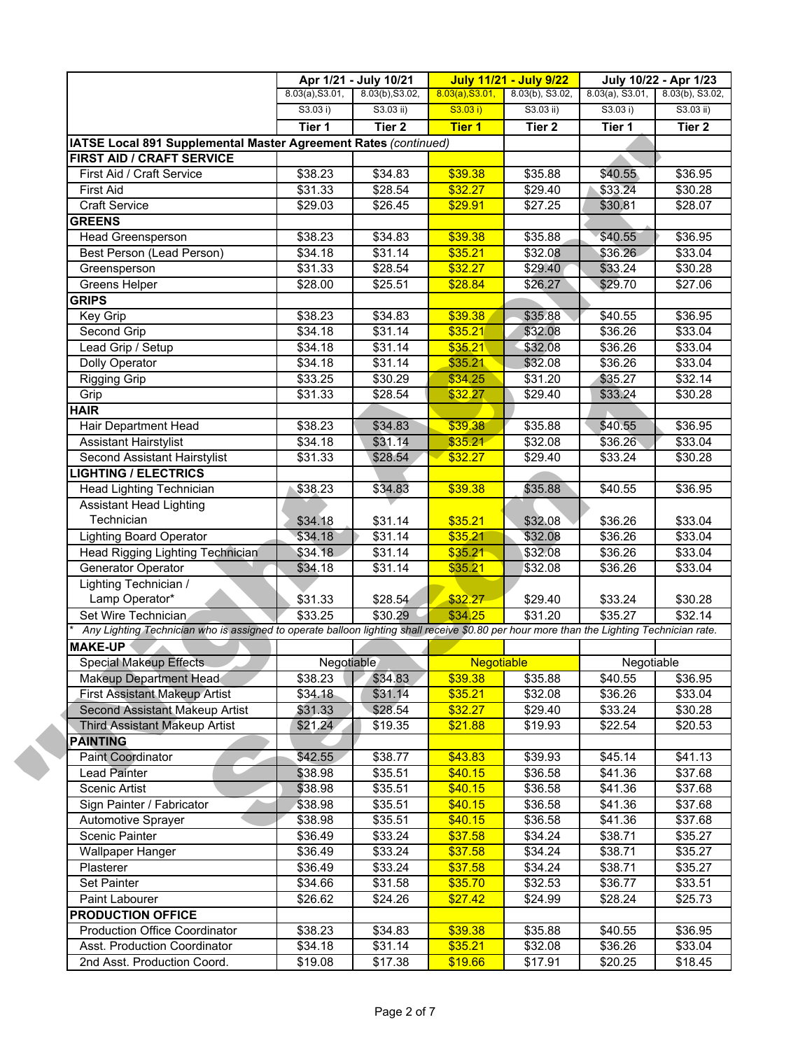| | Apr 1/21 - July 10/21 | | July 11/21 - July 9/22 | | July 10/22 - Apr 1/23 | |
|---|---|---|---|---|---|---|
| | 8.03(a),S3.01, S3.03 i) | 8.03(b),S3.02, S3.03 ii) | 8.03(a),S3.01, S3.03 i) | 8.03(b), S3.02, S3.03 ii) | 8.03(a), S3.01, S3.03 i) | 8.03(b), S3.02, S3.03 ii) |
| | **Tier 1** | **Tier 2** | **Tier 1** | **Tier 2** | **Tier 1** | **Tier 2** |
| **IATSE Local 891 Supplemental Master Agreement Rates** *(continued)* | | | | | | |
| **FIRST AID / CRAFT SERVICE** | | | | | | |
| First Aid / Craft Service | $38.23 | $34.83 | $39.38 | $35.88 | $40.55 | $36.95 |
| First Aid | $31.33 | $28.54 | $32.27 | $29.40 | $33.24 | $30.28 |
| Craft Service | $29.03 | $26.45 | $29.91 | $27.25 | $30.81 | $28.07 |
| **GREENS** | | | | | | |
| Head Greensperson | $38.23 | $34.83 | $39.38 | $35.88 | $40.55 | $36.95 |
| Best Person (Lead Person) | $34.18 | $31.14 | $35.21 | $32.08 | $36.26 | $33.04 |
| Greensperson | $31.33 | $28.54 | $32.27 | $29.40 | $33.24 | $30.28 |
| Greens Helper | $28.00 | $25.51 | $28.84 | $26.27 | $29.70 | $27.06 |
| **GRIPS** | | | | | | |
| Key Grip | $38.23 | $34.83 | $39.38 | $35.88 | $40.55 | $36.95 |
| Second Grip | $34.18 | $31.14 | $35.21 | $32.08 | $36.26 | $33.04 |
| Lead Grip / Setup | $34.18 | $31.14 | $35.21 | $32.08 | $36.26 | $33.04 |
| Dolly Operator | $34.18 | $31.14 | $35.21 | $32.08 | $36.26 | $33.04 |
| Rigging Grip | $33.25 | $30.29 | $34.25 | $31.20 | $35.27 | $32.14 |
| Grip | $31.33 | $28.54 | $32.27 | $29.40 | $33.24 | $30.28 |
| **HAIR** | | | | | | |
| Hair Department Head | $38.23 | $34.83 | $39.38 | $35.88 | $40.55 | $36.95 |
| Assistant Hairstylist | $34.18 | $31.14 | $35.21 | $32.08 | $36.26 | $33.04 |
| Second Assistant Hairstylist | $31.33 | $28.54 | $32.27 | $29.40 | $33.24 | $30.28 |
| **LIGHTING / ELECTRICS** | | | | | | |
| Head Lighting Technician | $38.23 | $34.83 | $39.38 | $35.88 | $40.55 | $36.95 |
| Assistant Head Lighting Technician | $34.18 | $31.14 | $35.21 | $32.08 | $36.26 | $33.04 |
| Lighting Board Operator | $34.18 | $31.14 | $35.21 | $32.08 | $36.26 | $33.04 |
| Head Rigging Lighting Technician | $34.18 | $31.14 | $35.21 | $32.08 | $36.26 | $33.04 |
| Generator Operator | $34.18 | $31.14 | $35.21 | $32.08 | $36.26 | $33.04 |
| Lighting Technician / Lamp Operator* | $31.33 | $28.54 | $32.27 | $29.40 | $33.24 | $30.28 |
| Set Wire Technician | $33.25 | $30.29 | $34.25 | $31.20 | $35.27 | $32.14 |
| * *Any Lighting Technician who is assigned to operate balloon lighting shall receive $0.80 per hour more than the Lighting Technician rate.* | | | | | | |
| **MAKE-UP** | | | | | | |
| Special Makeup Effects | Negotiable | | Negotiable | | Negotiable | |
| Makeup Department Head | $38.23 | $34.83 | $39.38 | $35.88 | $40.55 | $36.95 |
| First Assistant Makeup Artist | $34.18 | $31.14 | $35.21 | $32.08 | $36.26 | $33.04 |
| Second Assistant Makeup Artist | $31.33 | $28.54 | $32.27 | $29.40 | $33.24 | $30.28 |
| Third Assistant Makeup Artist | $21.24 | $19.35 | $21.88 | $19.93 | $22.54 | $20.53 |
| **PAINTING** | | | | | | |
| Paint Coordinator | $42.55 | $38.77 | $43.83 | $39.93 | $45.14 | $41.13 |
| Lead Painter | $38.98 | $35.51 | $40.15 | $36.58 | $41.36 | $37.68 |
| Scenic Artist | $38.98 | $35.51 | $40.15 | $36.58 | $41.36 | $37.68 |
| Sign Painter / Fabricator | $38.98 | $35.51 | $40.15 | $36.58 | $41.36 | $37.68 |
| Automotive Sprayer | $38.98 | $35.51 | $40.15 | $36.58 | $41.36 | $37.68 |
| Scenic Painter | $36.49 | $33.24 | $37.58 | $34.24 | $38.71 | $35.27 |
| Wallpaper Hanger | $36.49 | $33.24 | $37.58 | $34.24 | $38.71 | $35.27 |
| Plasterer | $36.49 | $33.24 | $37.58 | $34.24 | $38.71 | $35.27 |
| Set Painter | $34.66 | $31.58 | $35.70 | $32.53 | $36.77 | $33.51 |
| Paint Labourer | $26.62 | $24.26 | $27.42 | $24.99 | $28.24 | $25.73 |
| **PRODUCTION OFFICE** | | | | | | |
| Production Office Coordinator | $38.23 | $34.83 | $39.38 | $35.88 | $40.55 | $36.95 |
| Asst. Production Coordinator | $34.18 | $31.14 | $35.21 | $32.08 | $36.26 | $33.04 |
| 2nd Asst. Production Coord. | $19.08 | $17.38 | $19.66 | $17.91 | $20.25 | $18.45 |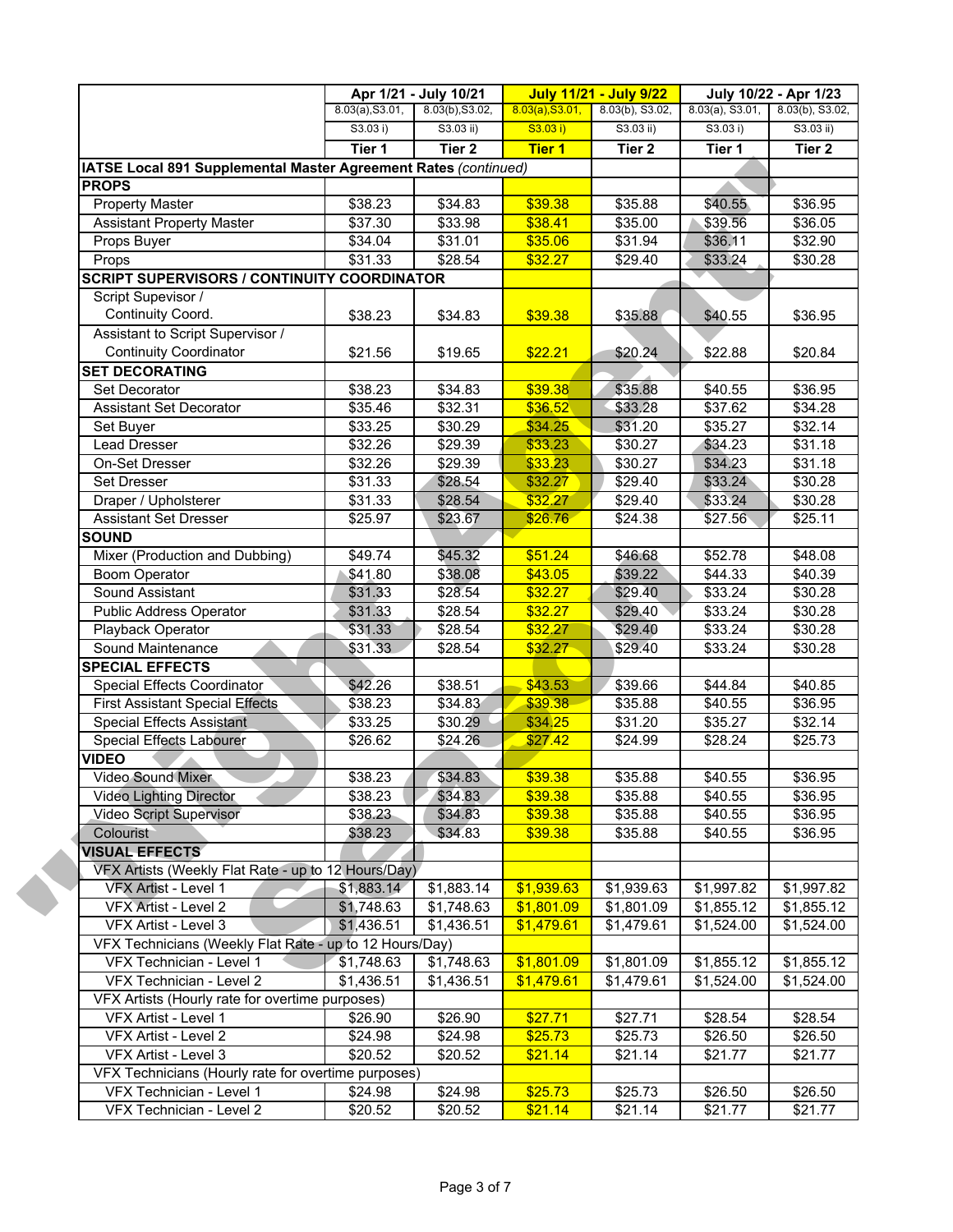| | Apr 1/21 - July 10/21 | | July 11/21 - July 9/22 | | July 10/22 - Apr 1/23 | |
|---|---|---|---|---|---|---|
| | 8.03(a),S3.01, S3.03 i) | 8.03(b),S3.02, S3.03 ii) | 8.03(a),S3.01, S3.03 i) | 8.03(b), S3.02, S3.03 ii) | 8.03(a), S3.01, S3.03 i) | 8.03(b), S3.02, S3.03 ii) |
| | **Tier 1** | **Tier 2** | **Tier 1** | **Tier 2** | **Tier 1** | **Tier 2** |
| **IATSE Local 891 Supplemental Master Agreement Rates** *(continued)* | | | | | | |
| **PROPS** | | | | | | |
| Property Master | $38.23 | $34.83 | $39.38 | $35.88 | $40.55 | $36.95 |
| Assistant Property Master | $37.30 | $33.98 | $38.41 | $35.00 | $39.56 | $36.05 |
| Props Buyer | $34.04 | $31.01 | $35.06 | $31.94 | $36.11 | $32.90 |
| Props | $31.33 | $28.54 | $32.27 | $29.40 | $33.24 | $30.28 |
| **SCRIPT SUPERVISORS / CONTINUITY COORDINATOR** | | | | | | |
| Script Supevisor / Continuity Coord. | $38.23 | $34.83 | $39.38 | $35.88 | $40.55 | $36.95 |
| Assistant to Script Supervisor / Continuity Coordinator | $21.56 | $19.65 | $22.21 | $20.24 | $22.88 | $20.84 |
| **SET DECORATING** | | | | | | |
| Set Decorator | $38.23 | $34.83 | $39.38 | $35.88 | $40.55 | $36.95 |
| Assistant Set Decorator | $35.46 | $32.31 | $36.52 | $33.28 | $37.62 | $34.28 |
| Set Buyer | $33.25 | $30.29 | $34.25 | $31.20 | $35.27 | $32.14 |
| Lead Dresser | $32.26 | $29.39 | $33.23 | $30.27 | $34.23 | $31.18 |
| On-Set Dresser | $32.26 | $29.39 | $33.23 | $30.27 | $34.23 | $31.18 |
| Set Dresser | $31.33 | $28.54 | $32.27 | $29.40 | $33.24 | $30.28 |
| Draper / Upholsterer | $31.33 | $28.54 | $32.27 | $29.40 | $33.24 | $30.28 |
| Assistant Set Dresser | $25.97 | $23.67 | $26.76 | $24.38 | $27.56 | $25.11 |
| **SOUND** | | | | | | |
| Mixer (Production and Dubbing) | $49.74 | $45.32 | $51.24 | $46.68 | $52.78 | $48.08 |
| Boom Operator | $41.80 | $38.08 | $43.05 | $39.22 | $44.33 | $40.39 |
| Sound Assistant | $31.33 | $28.54 | $32.27 | $29.40 | $33.24 | $30.28 |
| Public Address Operator | $31.33 | $28.54 | $32.27 | $29.40 | $33.24 | $30.28 |
| Playback Operator | $31.33 | $28.54 | $32.27 | $29.40 | $33.24 | $30.28 |
| Sound Maintenance | $31.33 | $28.54 | $32.27 | $29.40 | $33.24 | $30.28 |
| **SPECIAL EFFECTS** | | | | | | |
| Special Effects Coordinator | $42.26 | $38.51 | $43.53 | $39.66 | $44.84 | $40.85 |
| First Assistant Special Effects | $38.23 | $34.83 | $39.38 | $35.88 | $40.55 | $36.95 |
| Special Effects Assistant | $33.25 | $30.29 | $34.25 | $31.20 | $35.27 | $32.14 |
| Special Effects Labourer | $26.62 | $24.26 | $27.42 | $24.99 | $28.24 | $25.73 |
| **VIDEO** | | | | | | |
| Video Sound Mixer | $38.23 | $34.83 | $39.38 | $35.88 | $40.55 | $36.95 |
| Video Lighting Director | $38.23 | $34.83 | $39.38 | $35.88 | $40.55 | $36.95 |
| Video Script Supervisor | $38.23 | $34.83 | $39.38 | $35.88 | $40.55 | $36.95 |
| Colourist | $38.23 | $34.83 | $39.38 | $35.88 | $40.55 | $36.95 |
| **VISUAL EFFECTS** | | | | | | |
| VFX Artists (Weekly Flat Rate - up to 12 Hours/Day) | | | | | | |
| VFX Artist - Level 1 | $1,883.14 | $1,883.14 | $1,939.63 | $1,939.63 | $1,997.82 | $1,997.82 |
| VFX Artist - Level 2 | $1,748.63 | $1,748.63 | $1,801.09 | $1,801.09 | $1,855.12 | $1,855.12 |
| VFX Artist - Level 3 | $1,436.51 | $1,436.51 | $1,479.61 | $1,479.61 | $1,524.00 | $1,524.00 |
| VFX Technicians (Weekly Flat Rate - up to 12 Hours/Day) | | | | | | |
| VFX Technician - Level 1 | $1,748.63 | $1,748.63 | $1,801.09 | $1,801.09 | $1,855.12 | $1,855.12 |
| VFX Technician - Level 2 | $1,436.51 | $1,436.51 | $1,479.61 | $1,479.61 | $1,524.00 | $1,524.00 |
| VFX Artists (Hourly rate for overtime purposes) | | | | | | |
| VFX Artist - Level 1 | $26.90 | $26.90 | $27.71 | $27.71 | $28.54 | $28.54 |
| VFX Artist - Level 2 | $24.98 | $24.98 | $25.73 | $25.73 | $26.50 | $26.50 |
| VFX Artist - Level 3 | $20.52 | $20.52 | $21.14 | $21.14 | $21.77 | $21.77 |
| VFX Technicians (Hourly rate for overtime purposes) | | | | | | |
| VFX Technician - Level 1 | $24.98 | $24.98 | $25.73 | $25.73 | $26.50 | $26.50 |
| VFX Technician - Level 2 | $20.52 | $20.52 | $21.14 | $21.14 | $21.77 | $21.77 |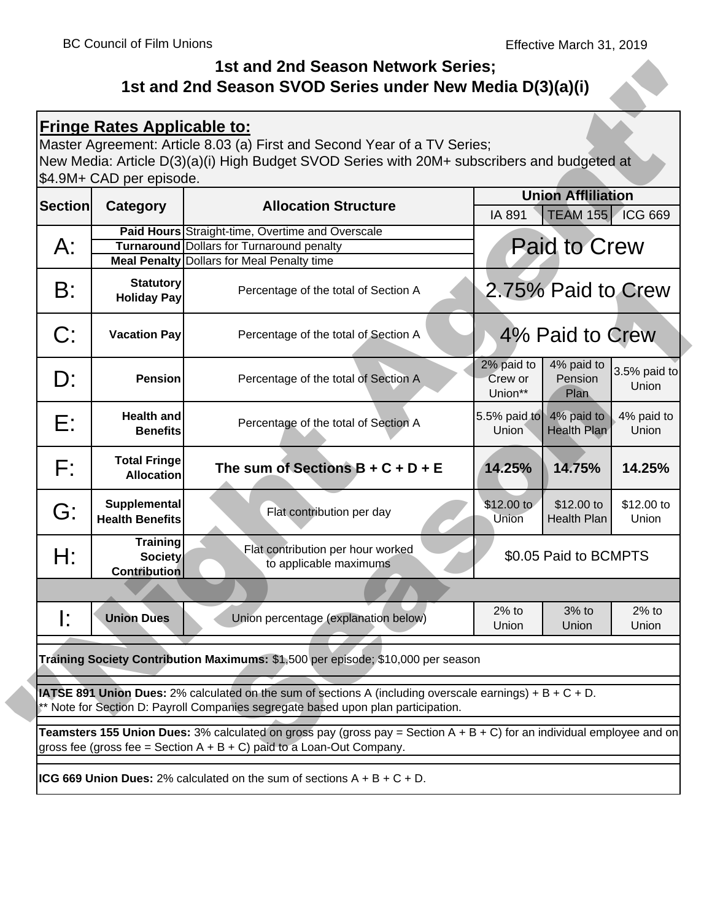BC Council of Film Unions

Effective March 31, 2019

# 1st and 2nd Season Network Series; 1st and 2nd Season SVOD Series under New Media D(3)(a)(i)

**Fringe Rates Applicable to:**
Master Agreement: Article 8.03 (a) First and Second Year of a TV Series;
New Media: Article D(3)(a)(i) High Budget SVOD Series with 20M+ subscribers and budgeted at $4.9M+ CAD per episode.

| Section | Category | | Allocation Structure | Union Affiliation | | |
|---|---|---|---|---|---|---|
| | | | | IA 891 | TEAM 155 | ICG 669 |
| A: | Paid Hours | | Straight-time, Overtime and Overscale | Paid to Crew | | |
| | Turnaround | | Dollars for Turnaround penalty | | | |
| | Meal Penalty | | Dollars for Meal Penalty time | | | |
| B: | Statutory Holiday Pay | | Percentage of the total of Section A | 2.75% Paid to Crew | | |
| C: | Vacation Pay | | Percentage of the total of Section A | 4% Paid to Crew | | |
| D: | Pension | | Percentage of the total of Section A | 2% paid to Crew or Union** | 4% paid to Pension Plan | 3.5% paid to Union |
| E: | Health and Benefits | | Percentage of the total of Section A | 5.5% paid to Union | 4% paid to Health Plan | 4% paid to Union |
| F: | Total Fringe Allocation | | **The sum of Sections B + C + D + E** | **14.25%** | **14.75%** | **14.25%** |
| G: | Supplemental Health Benefits | | Flat contribution per day | $12.00 to Union | $12.00 to Health Plan | $12.00 to Union |
| H: | Training Society Contribution | | Flat contribution per hour worked to applicable maximums | $0.05 Paid to BCMPTS | | |
| I: | Union Dues | | Union percentage (explanation below) | 2% to Union | 3% to Union | 2% to Union |

**Training Society Contribution Maximums:** $1,500 per episode; $10,000 per season

**IATSE 891 Union Dues:** 2% calculated on the sum of sections A (including overscale earnings) + B + C + D.
** Note for Section D: Payroll Companies segregate based upon plan participation.

**Teamsters 155 Union Dues:** 3% calculated on gross pay (gross pay = Section A + B + C) for an individual employee and on gross fee (gross fee = Section A + B + C) paid to a Loan-Out Company.

**ICG 669 Union Dues:** 2% calculated on the sum of sections A + B + C + D.